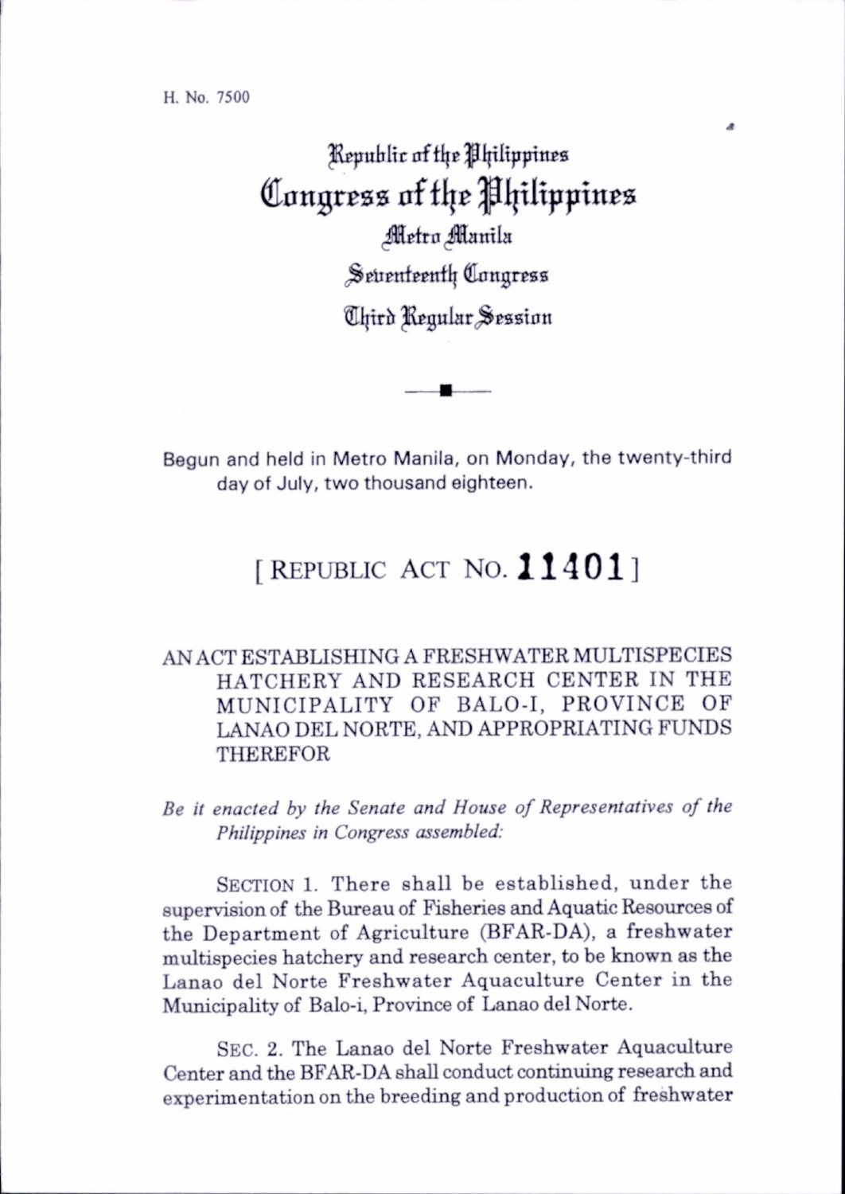H. No. 7500

# Republic of the Philippines
# Congress of the Philippines
## Metro Manila
## Seventeenth Congress
## Third Regular Session

Begun and held in Metro Manila, on Monday, the twenty-third day of July, two thousand eighteen.

## [ REPUBLIC ACT NO. **11401** ]

AN ACT ESTABLISHING A FRESHWATER MULTISPECIES HATCHERY AND RESEARCH CENTER IN THE MUNICIPALITY OF BALO-I, PROVINCE OF LANAO DEL NORTE, AND APPROPRIATING FUNDS THEREFOR

*Be it enacted by the Senate and House of Representatives of the Philippines in Congress assembled:*

SECTION 1. There shall be established, under the supervision of the Bureau of Fisheries and Aquatic Resources of the Department of Agriculture (BFAR-DA), a freshwater multispecies hatchery and research center, to be known as the Lanao del Norte Freshwater Aquaculture Center in the Municipality of Balo-i, Province of Lanao del Norte.

SEC. 2. The Lanao del Norte Freshwater Aquaculture Center and the BFAR-DA shall conduct continuing research and experimentation on the breeding and production of freshwater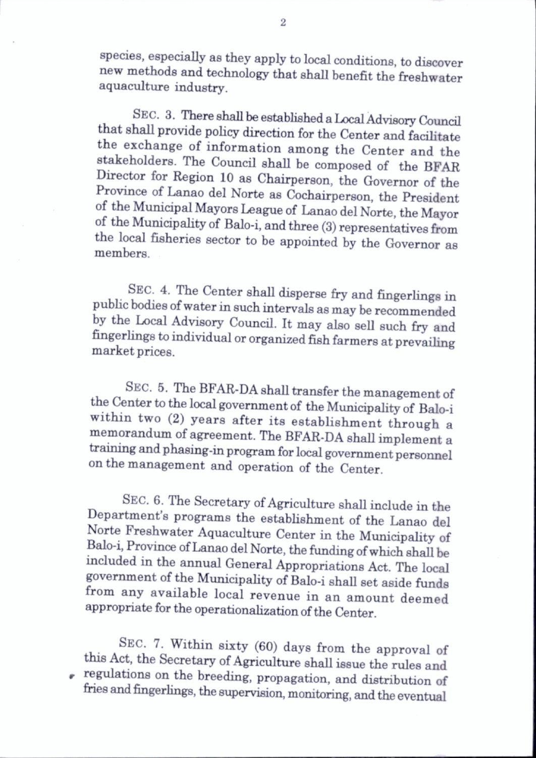species, especially as they apply to local conditions, to discover new methods and technology that shall benefit the freshwater aquaculture industry.

SEC. 3. There shall be established a Local Advisory Council that shall provide policy direction for the Center and facilitate the exchange of information among the Center and the stakeholders. The Council shall be composed of the BFAR Director for Region 10 as Chairperson, the Governor of the Province of Lanao del Norte as Cochairperson, the President of the Municipal Mayors League of Lanao del Norte, the Mayor of the Municipality of Balo-i, and three (3) representatives from the local fisheries sector to be appointed by the Governor as members.

SEC. 4. The Center shall disperse fry and fingerlings in public bodies of water in such intervals as may be recommended by the Local Advisory Council. It may also sell such fry and fingerlings to individual or organized fish farmers at prevailing market prices.

SEC. 5. The BFAR-DA shall transfer the management of the Center to the local government of the Municipality of Balo-i within two (2) years after its establishment through a memorandum of agreement. The BFAR-DA shall implement a training and phasing-in program for local government personnel on the management and operation of the Center.

SEC. 6. The Secretary of Agriculture shall include in the Department's programs the establishment of the Lanao del Norte Freshwater Aquaculture Center in the Municipality of Balo-i, Province of Lanao del Norte, the funding of which shall be included in the annual General Appropriations Act. The local government of the Municipality of Balo-i shall set aside funds from any available local revenue in an amount deemed appropriate for the operationalization of the Center.

SEC. 7. Within sixty (60) days from the approval of this Act, the Secretary of Agriculture shall issue the rules and regulations on the breeding, propagation, and distribution of fries and fingerlings, the supervision, monitoring, and the eventual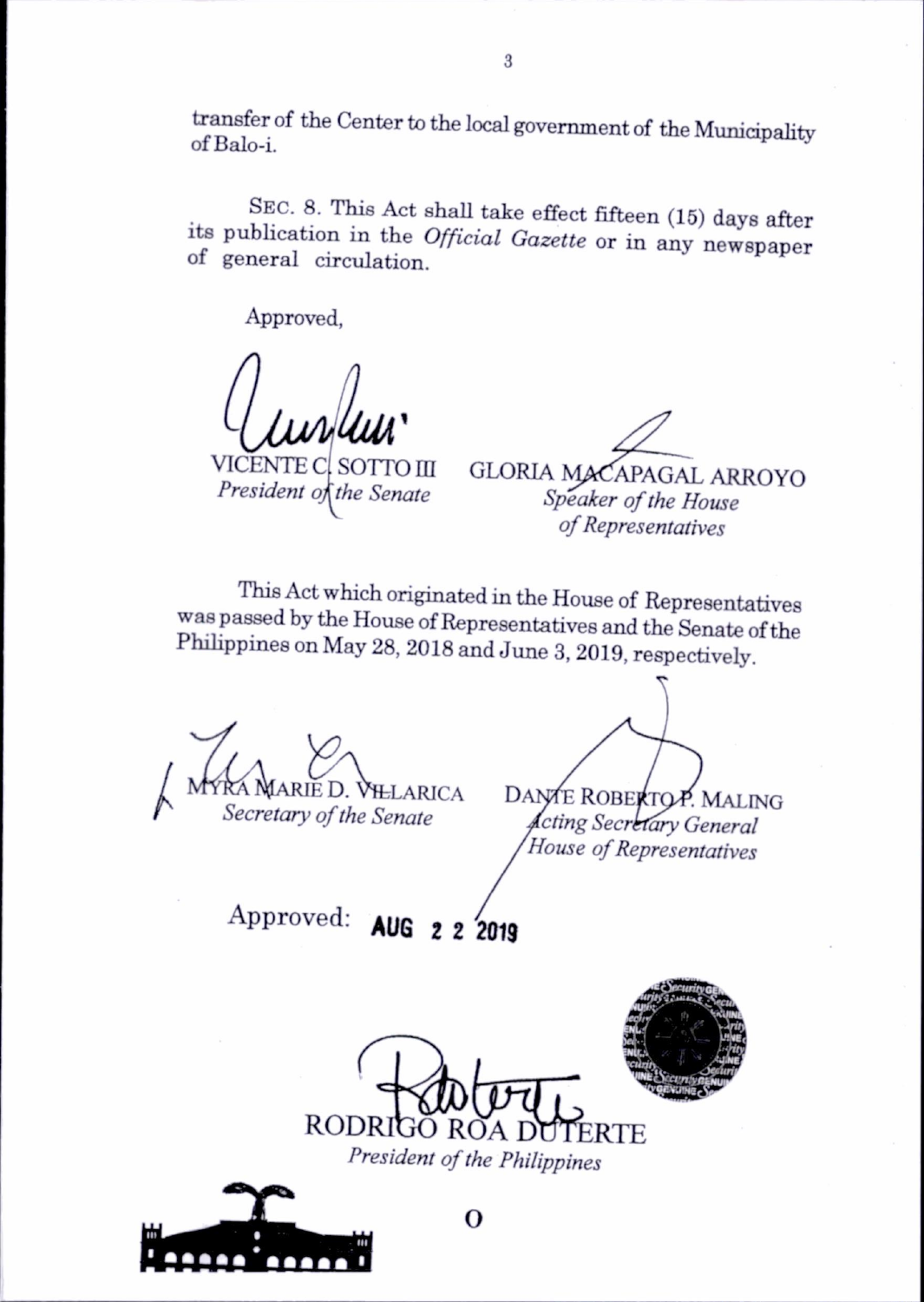transfer of the Center to the local government of the Municipality of Balo-i.

SEC. 8. This Act shall take effect fifteen (15) days after its publication in the *Official Gazette* or in any newspaper of general circulation.

Approved,

VICENTE C. SOTTO III
*President of the Senate*

GLORIA MACAPAGAL ARROYO
*Speaker of the House of Representatives*

This Act which originated in the House of Representatives was passed by the House of Representatives and the Senate of the Philippines on May 28, 2018 and June 3, 2019, respectively.

MYRA MARIE D. VILLARICA
*Secretary of the Senate*

DANTE ROBERTO P. MALING
*Acting Secretary General*
*House of Representatives*

Approved: **AUG 2 2 2019**

RODRIGO ROA DUTERTE
*President of the Philippines*

O